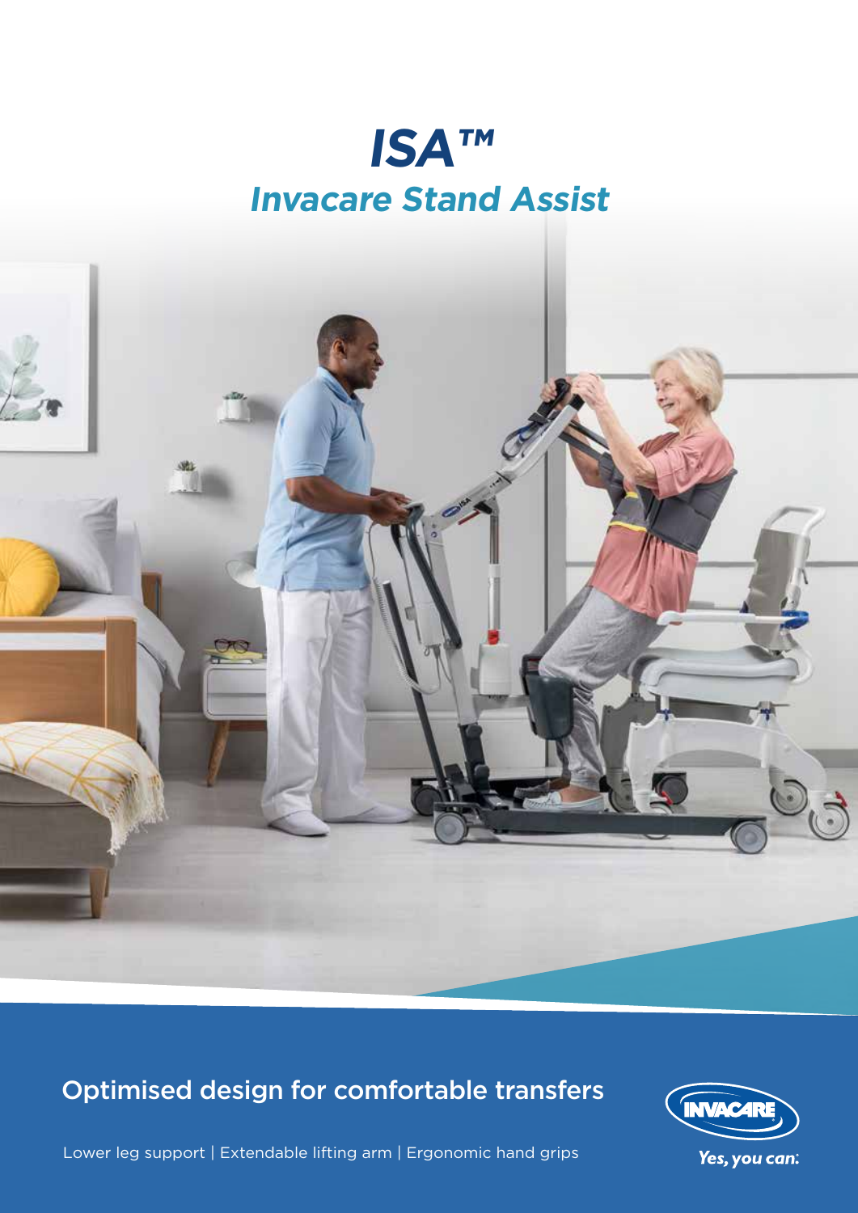# ISA™

## Invacare Stand Assist

## Optimised design for comfortable transfers

Lower leg support | Extendable lifting arm | Ergonomic hand grips

INVACARE

*Yes, you can.*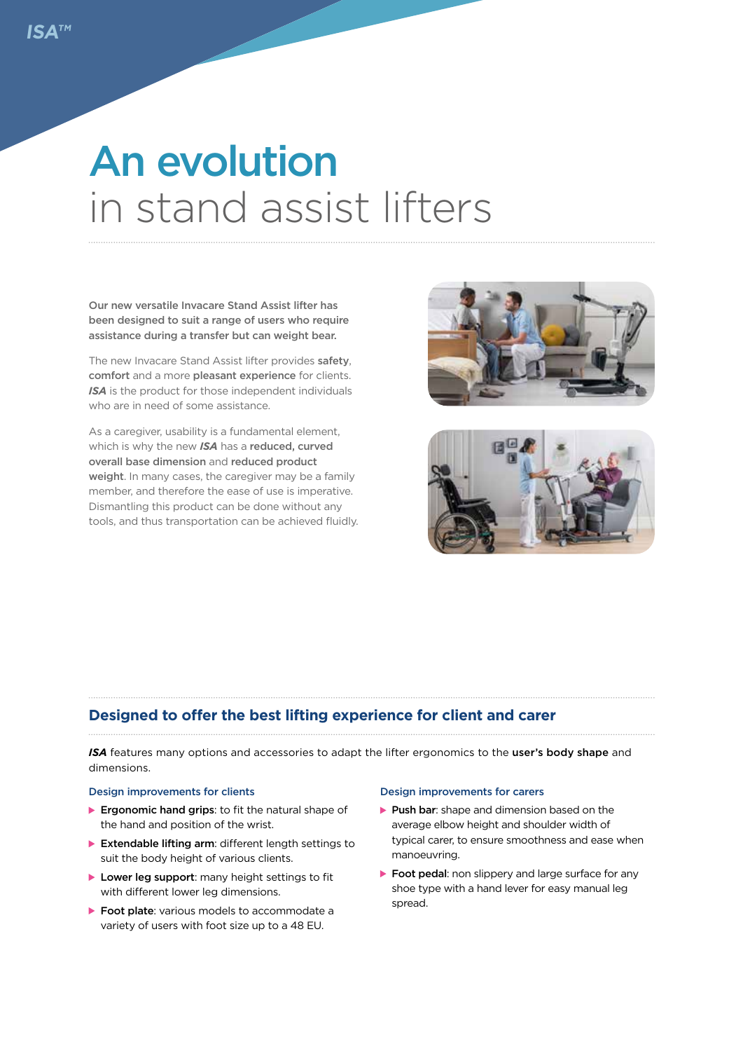# An evolution in stand assist lifters

**Our new versatile Invacare Stand Assist lifter has been designed to suit a range of users who require assistance during a transfer but can weight bear.**

The new Invacare Stand Assist lifter provides **safety**, **comfort** and a more **pleasant experience** for clients. ***ISA*** is the product for those independent individuals who are in need of some assistance.

As a caregiver, usability is a fundamental element, which is why the new ***ISA*** has a **reduced, curved overall base dimension** and **reduced product weight**. In many cases, the caregiver may be a family member, and therefore the ease of use is imperative. Dismantling this product can be done without any tools, and thus transportation can be achieved fluidly.

## Designed to offer the best lifting experience for client and carer

***ISA*** features many options and accessories to adapt the lifter ergonomics to the **user's body shape** and dimensions.

### Design improvements for clients

- **Ergonomic hand grips**: to fit the natural shape of the hand and position of the wrist.
- **Extendable lifting arm**: different length settings to suit the body height of various clients.
- **Lower leg support**: many height settings to fit with different lower leg dimensions.
- **Foot plate**: various models to accommodate a variety of users with foot size up to a 48 EU.

### Design improvements for carers

- **Push bar**: shape and dimension based on the average elbow height and shoulder width of typical carer, to ensure smoothness and ease when manoeuvring.
- **Foot pedal**: non slippery and large surface for any shoe type with a hand lever for easy manual leg spread.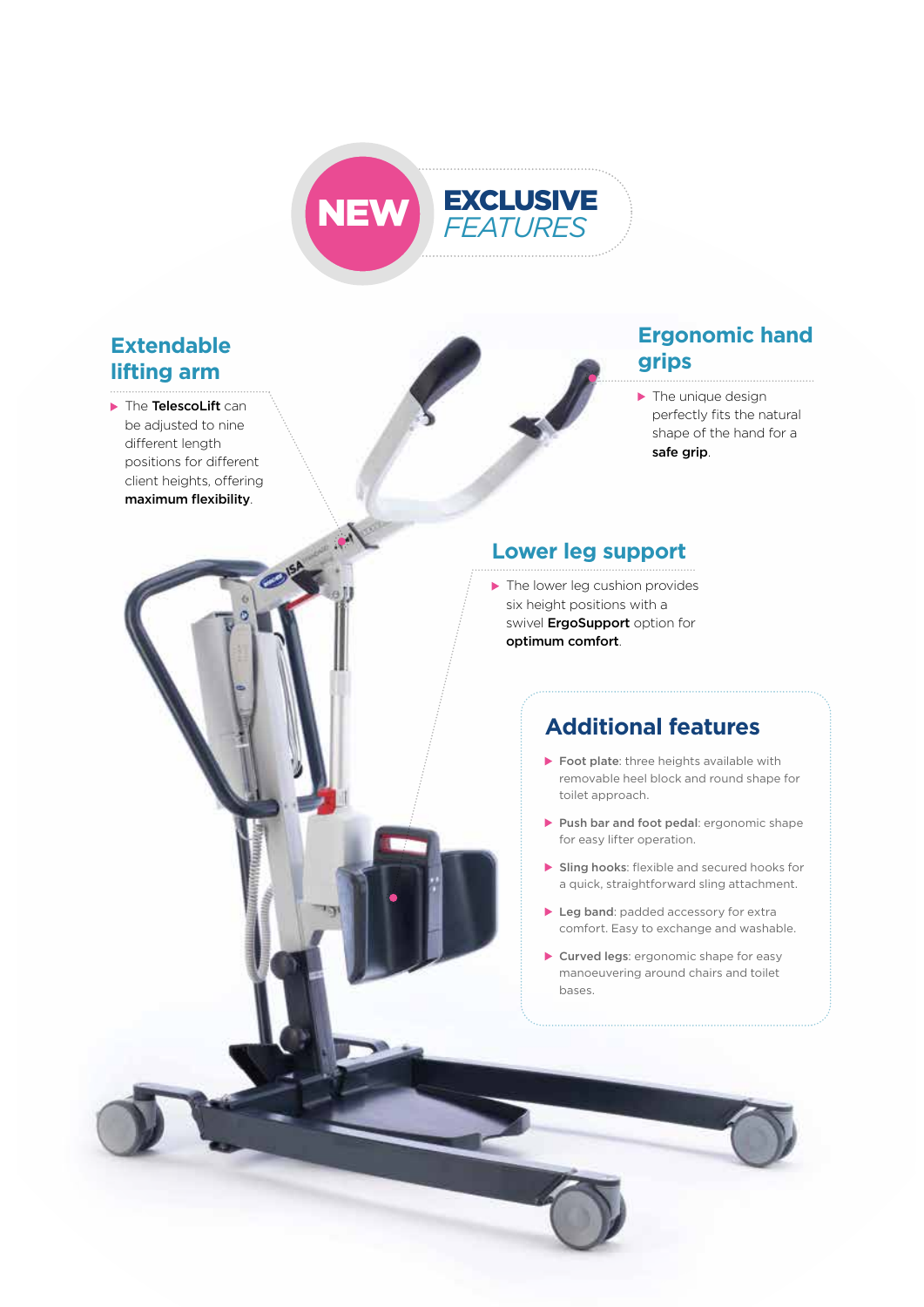# NEW EXCLUSIVE *FEATURES*

## Extendable lifting arm

- The **TelescoLift** can be adjusted to nine different length positions for different client heights, offering **maximum flexibility**.

## Ergonomic hand grips

- The unique design perfectly fits the natural shape of the hand for a **safe grip**.

## Lower leg support

- The lower leg cushion provides six height positions with a swivel **ErgoSupport** option for **optimum comfort**.

## Additional features

- **Foot plate**: three heights available with removable heel block and round shape for toilet approach.
- **Push bar and foot pedal**: ergonomic shape for easy lifter operation.
- **Sling hooks**: flexible and secured hooks for a quick, straightforward sling attachment.
- **Leg band**: padded accessory for extra comfort. Easy to exchange and washable.
- **Curved legs**: ergonomic shape for easy manoeuvering around chairs and toilet bases.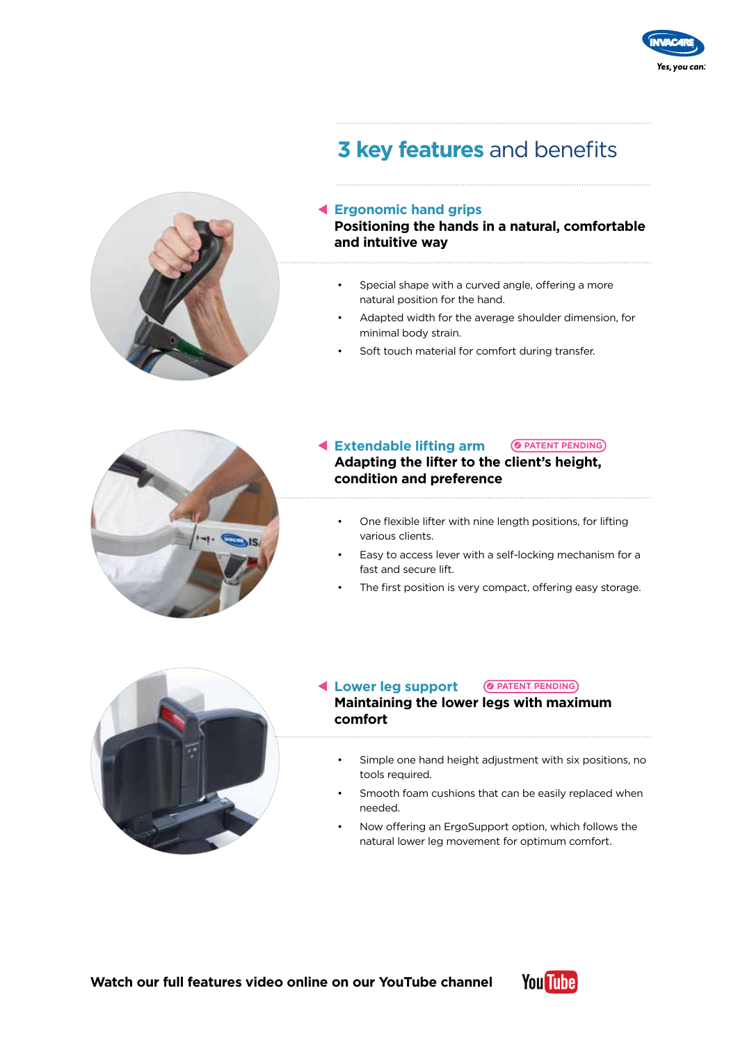# 3 key features and benefits

## Ergonomic hand grips

**Positioning the hands in a natural, comfortable and intuitive way**

- Special shape with a curved angle, offering a more natural position for the hand.
- Adapted width for the average shoulder dimension, for minimal body strain.
- Soft touch material for comfort during transfer.

## Extendable lifting arm

PATENT PENDING

**Adapting the lifter to the client's height, condition and preference**

- One flexible lifter with nine length positions, for lifting various clients.
- Easy to access lever with a self-locking mechanism for a fast and secure lift.
- The first position is very compact, offering easy storage.

## Lower leg support

PATENT PENDING

**Maintaining the lower legs with maximum comfort**

- Simple one hand height adjustment with six positions, no tools required.
- Smooth foam cushions that can be easily replaced when needed.
- Now offering an ErgoSupport option, which follows the natural lower leg movement for optimum comfort.

**Watch our full features video online on our YouTube channel**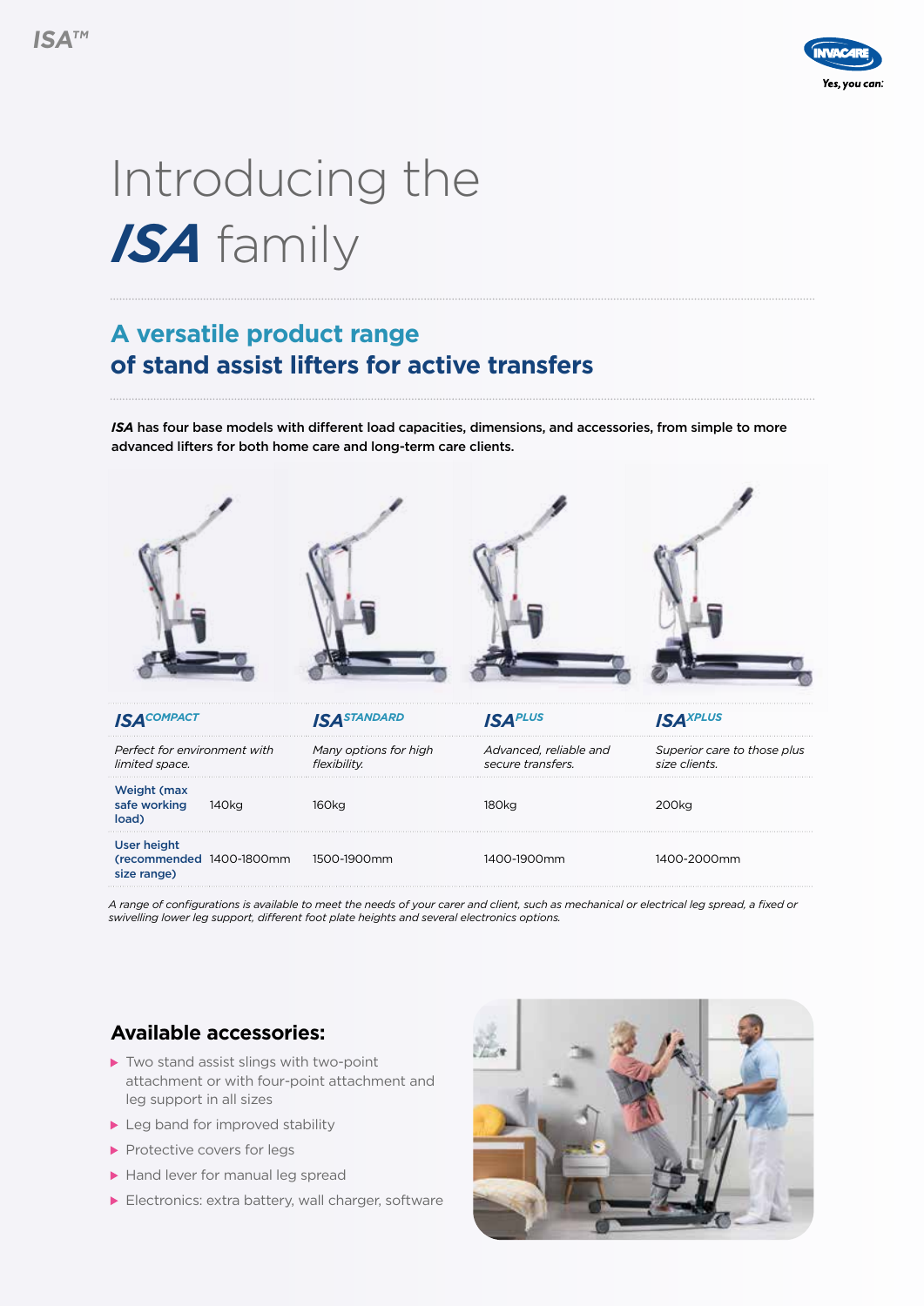# Introducing the *ISA* family

## A versatile product range of stand assist lifters for active transfers

***ISA*** **has four base models with different load capacities, dimensions, and accessories, from simple to more advanced lifters for both home care and long-term care clients.**

| | ***ISA*** *COMPACT* | ***ISA*** *STANDARD* | ***ISA*** *PLUS* | ***ISA*** *XPLUS* |
|---|---|---|---|---|
| | *Perfect for environment with limited space.* | *Many options for high flexibility.* | *Advanced, reliable and secure transfers.* | *Superior care to those plus size clients.* |
| **Weight (max safe working load)** | 140kg | 160kg | 180kg | 200kg |
| **User height (recommended size range)** | 1400-1800mm | 1500-1900mm | 1400-1900mm | 1400-2000mm |

*A range of configurations is available to meet the needs of your carer and client, such as mechanical or electrical leg spread, a fixed or swivelling lower leg support, different foot plate heights and several electronics options.*

### Available accessories:

- Two stand assist slings with two-point attachment or with four-point attachment and leg support in all sizes
- Leg band for improved stability
- Protective covers for legs
- Hand lever for manual leg spread
- Electronics: extra battery, wall charger, software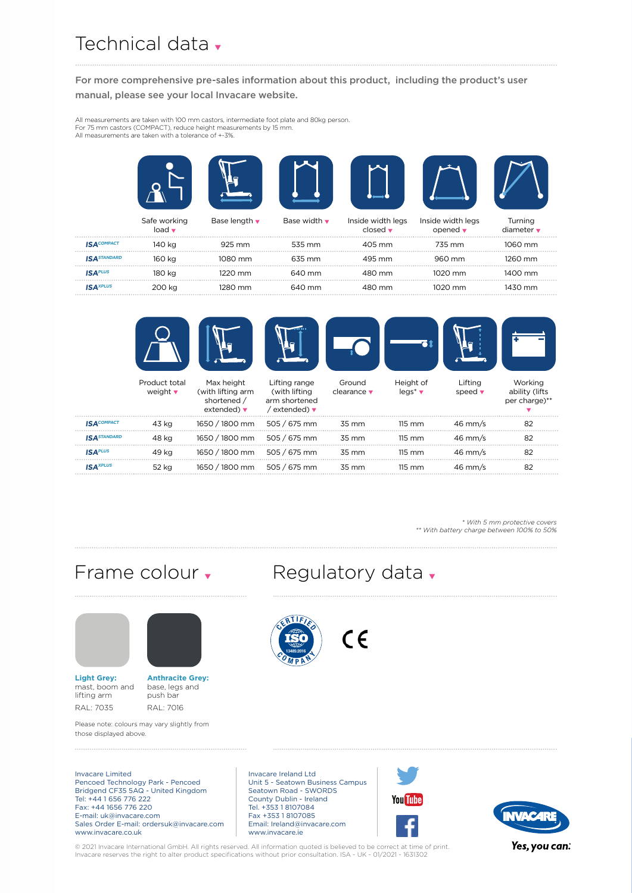# Technical data

For more comprehensive pre-sales information about this product, including the product's user manual, please see your local Invacare website.

All measurements are taken with 100 mm castors, intermediate foot plate and 80kg person.
For 75 mm castors (COMPACT), reduce height measurements by 15 mm.
All measurements are taken with a tolerance of +-3%.

| | Safe working load | Base length | Base width | Inside width legs closed | Inside width legs opened | Turning diameter |
|---|---|---|---|---|---|---|
| ISA COMPACT | 140 kg | 925 mm | 535 mm | 405 mm | 735 mm | 1060 mm |
| ISA STANDARD | 160 kg | 1080 mm | 635 mm | 495 mm | 960 mm | 1260 mm |
| ISA PLUS | 180 kg | 1220 mm | 640 mm | 480 mm | 1020 mm | 1400 mm |
| ISA XPLUS | 200 kg | 1280 mm | 640 mm | 480 mm | 1020 mm | 1430 mm |

| | Product total weight | Max height (with lifting arm shortened / extended) | Lifting range (with lifting arm shortened / extended) | Ground clearance | Height of legs* | Lifting speed | Working ability (lifts per charge)** |
|---|---|---|---|---|---|---|---|
| ISA COMPACT | 43 kg | 1650 / 1800 mm | 505 / 675 mm | 35 mm | 115 mm | 46 mm/s | 82 |
| ISA STANDARD | 48 kg | 1650 / 1800 mm | 505 / 675 mm | 35 mm | 115 mm | 46 mm/s | 82 |
| ISA PLUS | 49 kg | 1650 / 1800 mm | 505 / 675 mm | 35 mm | 115 mm | 46 mm/s | 82 |
| ISA XPLUS | 52 kg | 1650 / 1800 mm | 505 / 675 mm | 35 mm | 115 mm | 46 mm/s | 82 |

*\* With 5 mm protective covers*
*\*\* With battery charge between 100% to 50%*

# Frame colour

**Light Grey:** mast, boom and lifting arm
RAL: 7035

**Anthracite Grey:** base, legs and push bar
RAL: 7016

Please note: colours may vary slightly from those displayed above.

# Regulatory data

CERTIFIED ISO 13485:2016 COMPANY

CE

Invacare Limited
Pencoed Technology Park - Pencoed
Bridgend CF35 5AQ - United Kingdom
Tel: +44 1 656 776 222
Fax: +44 1656 776 220
E-mail: uk@invacare.com
Sales Order E-mail: ordersuk@invacare.com
www.invacare.co.uk

Invacare Ireland Ltd
Unit 5 - Seatown Business Campus
Seatown Road - SWORDS
County Dublin - Ireland
Tel. +353 1 8107084
Fax +353 1 8107085
Email: Ireland@invacare.com
www.invacare.ie

INVACARE
Yes, you can.

© 2021 Invacare International GmbH. All rights reserved. All information quoted is believed to be correct at time of print.
Invacare reserves the right to alter product specifications without prior consultation. ISA - UK - 01/2021 - 1631302